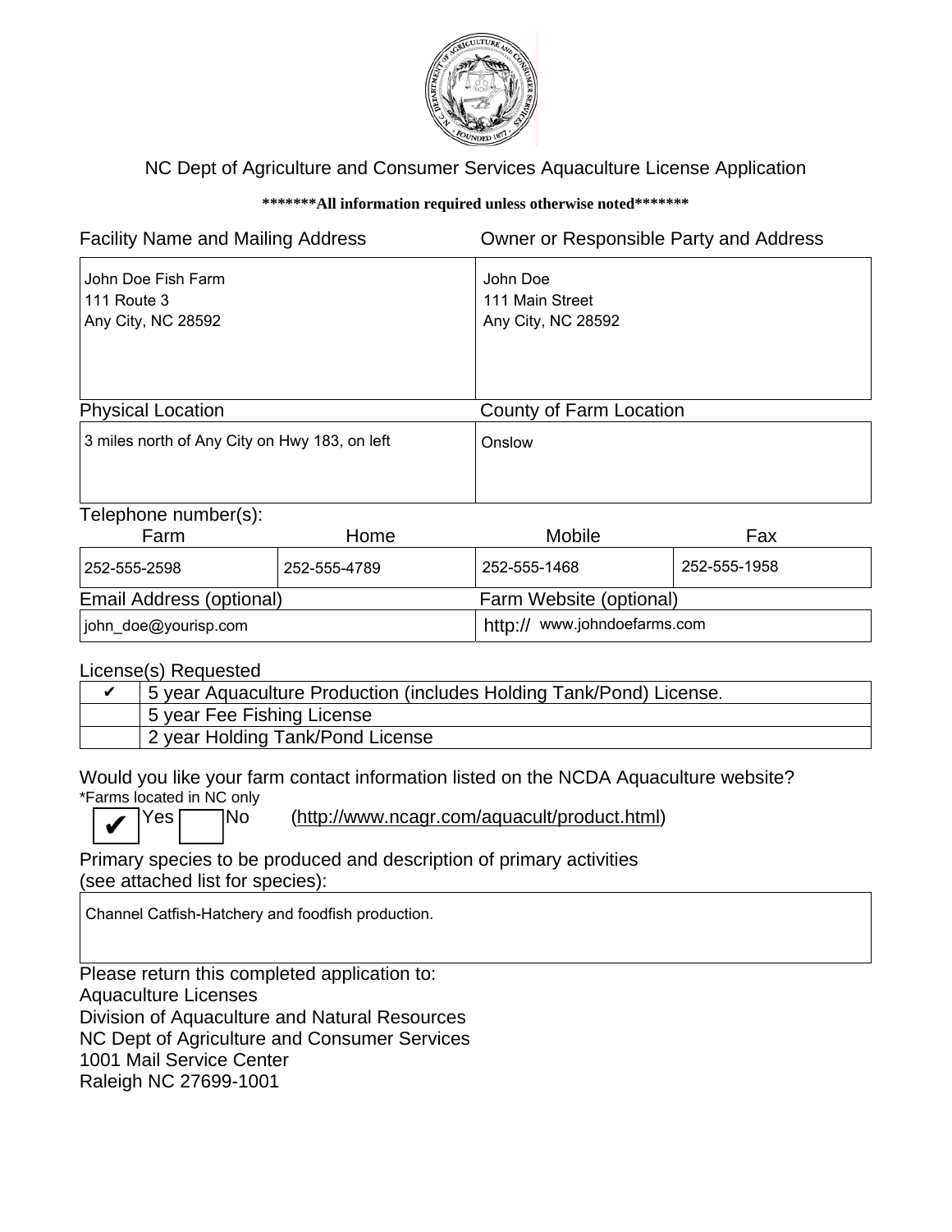# NC Dept of Agriculture and Consumer Services Aquaculture License Application

**\*\*\*\*\*\*\*All information required unless otherwise noted\*\*\*\*\*\*\***

| Facility Name and Mailing Address | Owner or Responsible Party and Address |
|---|---|
| John Doe Fish Farm<br>111 Route 3<br>Any City, NC 28592 | John Doe<br>111 Main Street<br>Any City, NC 28592 |

| Physical Location | County of Farm Location |
|---|---|
| 3 miles north of Any City on Hwy 183, on left | Onslow |

Telephone number(s):

| Farm | Home | Mobile | Fax |
|---|---|---|---|
| 252-555-2598 | 252-555-4789 | 252-555-1468 | 252-555-1958 |

| Email Address (optional) | Farm Website (optional) |
|---|---|
| john_doe@yourisp.com | http:// www.johndoefarms.com |

License(s) Requested

| | |
|---|---|
| ✔ | 5 year Aquaculture Production (includes Holding Tank/Pond) License. |
| | 5 year Fee Fishing License |
| | 2 year Holding Tank/Pond License |

Would you like your farm contact information listed on the NCDA Aquaculture website?
*Farms located in NC only

☑ Yes ☐ No (http://www.ncagr.com/aquacult/product.html)

Primary species to be produced and description of primary activities
(see attached list for species):

| |
|---|
| Channel Catfish-Hatchery and foodfish production. |

Please return this completed application to:
Aquaculture Licenses
Division of Aquaculture and Natural Resources
NC Dept of Agriculture and Consumer Services
1001 Mail Service Center
Raleigh NC 27699-1001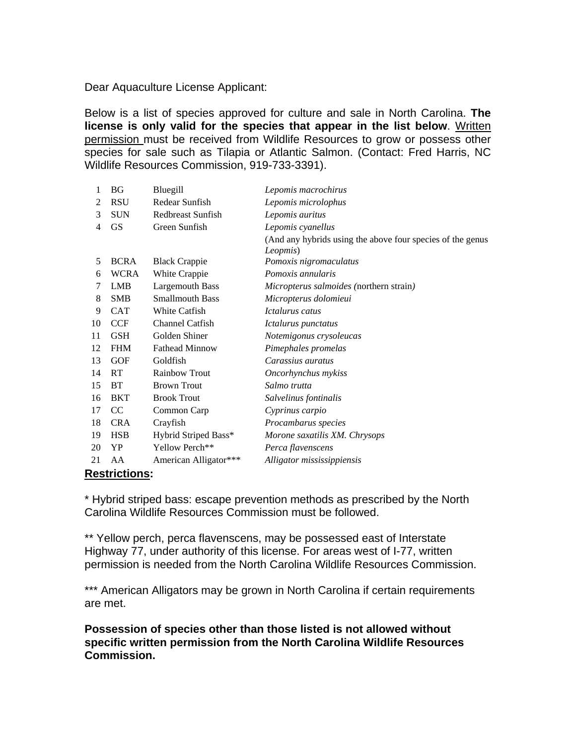Dear Aquaculture License Applicant:

Below is a list of species approved for culture and sale in North Carolina. **The license is only valid for the species that appear in the list below**. Written permission must be received from Wildlife Resources to grow or possess other species for sale such as Tilapia or Atlantic Salmon. (Contact: Fred Harris, NC Wildlife Resources Commission, 919-733-3391).

| | | | |
|---|---|---|---|
| 1 | BG | Bluegill | *Lepomis macrochirus* |
| 2 | RSU | Redear Sunfish | *Lepomis microlophus* |
| 3 | SUN | Redbreast Sunfish | *Lepomis auritus* |
| 4 | GS | Green Sunfish | *Lepomis cyanellus* |
| | | | (And any hybrids using the above four species of the genus *Leopmis*) |
| 5 | BCRA | Black Crappie | *Pomoxis nigromaculatus* |
| 6 | WCRA | White Crappie | *Pomoxis annularis* |
| 7 | LMB | Largemouth Bass | *Micropterus salmoides (*northern strain*)* |
| 8 | SMB | Smallmouth Bass | *Micropterus dolomieui* |
| 9 | CAT | White Catfish | *Ictalurus catus* |
| 10 | CCF | Channel Catfish | *Ictalurus punctatus* |
| 11 | GSH | Golden Shiner | *Notemigonus crysoleucas* |
| 12 | FHM | Fathead Minnow | *Pimephales promelas* |
| 13 | GOF | Goldfish | *Carassius auratus* |
| 14 | RT | Rainbow Trout | *Oncorhynchus mykiss* |
| 15 | BT | Brown Trout | *Salmo trutta* |
| 16 | BKT | Brook Trout | *Salvelinus fontinalis* |
| 17 | CC | Common Carp | *Cyprinus carpio* |
| 18 | CRA | Crayfish | *Procambarus species* |
| 19 | HSB | Hybrid Striped Bass* | *Morone saxatilis XM. Chrysops* |
| 20 | YP | Yellow Perch** | *Perca flavenscens* |
| 21 | AA | American Alligator*** | *Alligator mississippiensis* |

**Restrictions:**

* Hybrid striped bass: escape prevention methods as prescribed by the North Carolina Wildlife Resources Commission must be followed.

** Yellow perch, perca flavenscens, may be possessed east of Interstate Highway 77, under authority of this license. For areas west of I-77, written permission is needed from the North Carolina Wildlife Resources Commission.

*** American Alligators may be grown in North Carolina if certain requirements are met.

**Possession of species other than those listed is not allowed without specific written permission from the North Carolina Wildlife Resources Commission.**